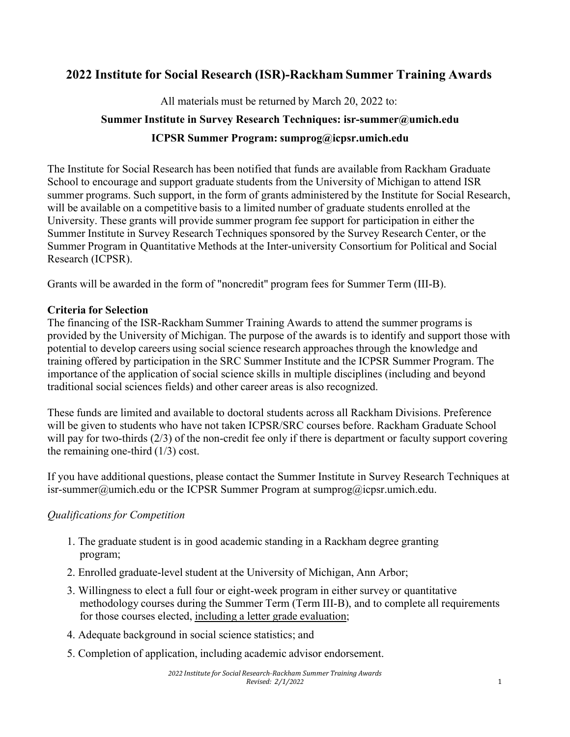# 2022 Institute for Social Research (ISR)-Rackham Summer Training Awards

All materials must be returned by March 20, 2022 to:

**Summer Institute in Survey Research Techniques: isr-summer@umich.edu**

**ICPSR Summer Program: sumprog@icpsr.umich.edu**

The Institute for Social Research has been notified that funds are available from Rackham Graduate School to encourage and support graduate students from the University of Michigan to attend ISR summer programs. Such support, in the form of grants administered by the Institute for Social Research, will be available on a competitive basis to a limited number of graduate students enrolled at the University. These grants will provide summer program fee support for participation in either the Summer Institute in Survey Research Techniques sponsored by the Survey Research Center, or the Summer Program in Quantitative Methods at the Inter-university Consortium for Political and Social Research (ICPSR).

Grants will be awarded in the form of "noncredit" program fees for Summer Term (III-B).

**Criteria for Selection**

The financing of the ISR-Rackham Summer Training Awards to attend the summer programs is provided by the University of Michigan. The purpose of the awards is to identify and support those with potential to develop careers using social science research approaches through the knowledge and training offered by participation in the SRC Summer Institute and the ICPSR Summer Program. The importance of the application of social science skills in multiple disciplines (including and beyond traditional social sciences fields) and other career areas is also recognized.

These funds are limited and available to doctoral students across all Rackham Divisions. Preference will be given to students who have not taken ICPSR/SRC courses before. Rackham Graduate School will pay for two-thirds (2/3) of the non-credit fee only if there is department or faculty support covering the remaining one-third (1/3) cost.

If you have additional questions, please contact the Summer Institute in Survey Research Techniques at isr-summer@umich.edu or the ICPSR Summer Program at sumprog@icpsr.umich.edu.

*Qualifications for Competition*

1. The graduate student is in good academic standing in a Rackham degree granting program;
2. Enrolled graduate-level student at the University of Michigan, Ann Arbor;
3. Willingness to elect a full four or eight-week program in either survey or quantitative methodology courses during the Summer Term (Term III-B), and to complete all requirements for those courses elected, <u>including a letter grade evaluation</u>;
4. Adequate background in social science statistics; and
5. Completion of application, including academic advisor endorsement.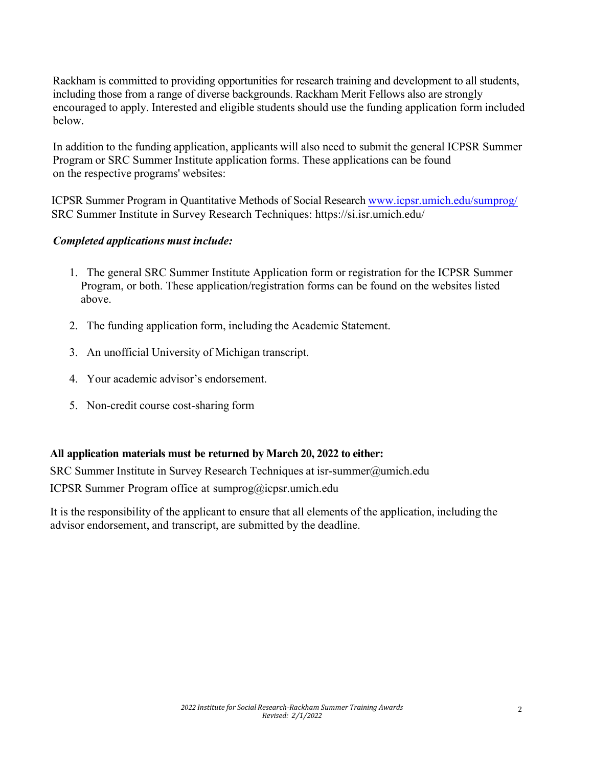Rackham is committed to providing opportunities for research training and development to all students, including those from a range of diverse backgrounds. Rackham Merit Fellows also are strongly encouraged to apply. Interested and eligible students should use the funding application form included below.

In addition to the funding application, applicants will also need to submit the general ICPSR Summer Program or SRC Summer Institute application forms. These applications can be found on the respective programs' websites:

ICPSR Summer Program in Quantitative Methods of Social Research [www.icpsr.umich.edu/sumprog/](www.icpsr.umich.edu/sumprog/)
SRC Summer Institute in Survey Research Techniques: https://si.isr.umich.edu/

***Completed applications must include:***

1. The general SRC Summer Institute Application form or registration for the ICPSR Summer Program, or both. These application/registration forms can be found on the websites listed above.
2. The funding application form, including the Academic Statement.
3. An unofficial University of Michigan transcript.
4. Your academic advisor's endorsement.
5. Non-credit course cost-sharing form

**All application materials must be returned by March 20, 2022 to either:**

SRC Summer Institute in Survey Research Techniques at isr-summer@umich.edu
ICPSR Summer Program office at sumprog@icpsr.umich.edu

It is the responsibility of the applicant to ensure that all elements of the application, including the advisor endorsement, and transcript, are submitted by the deadline.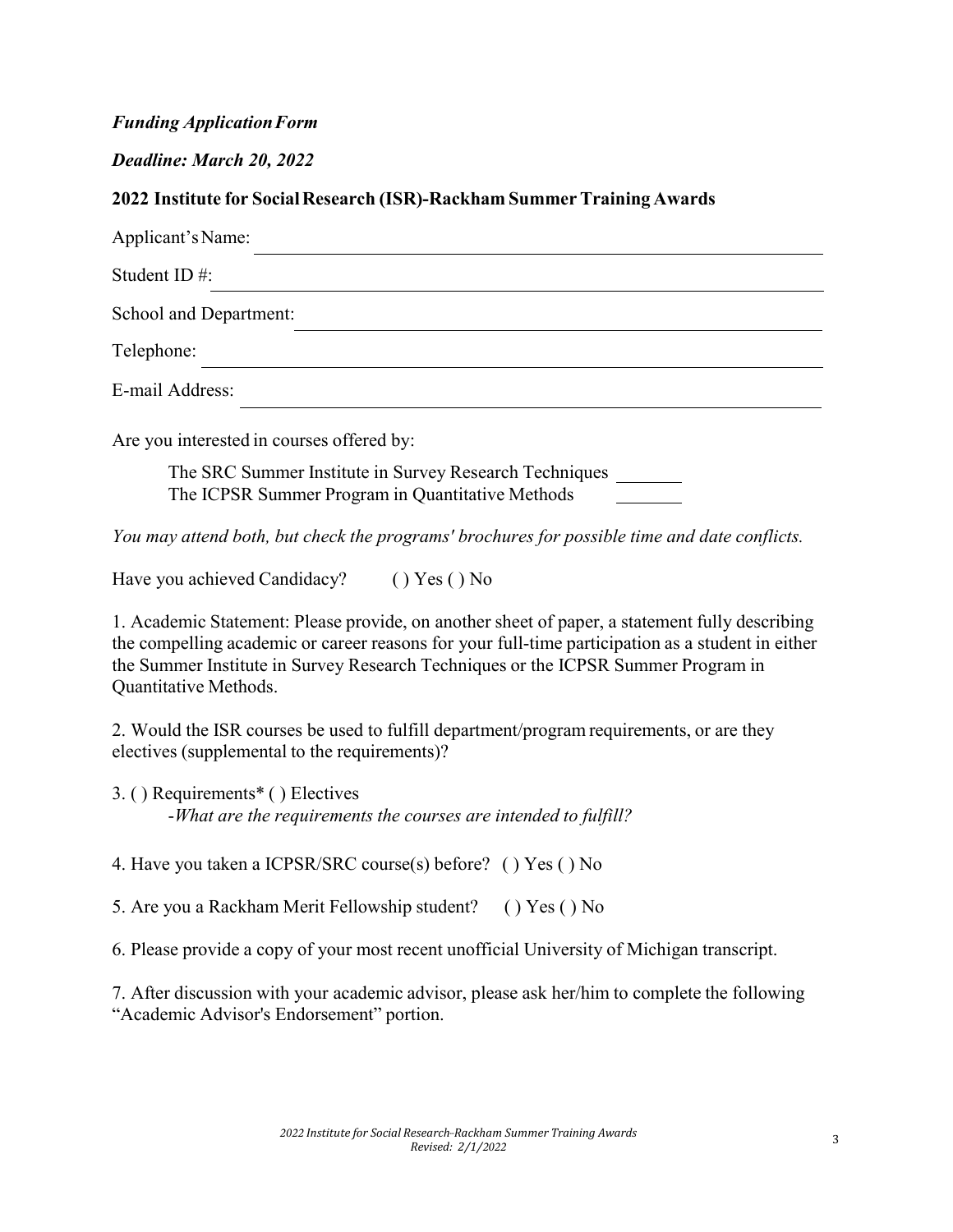*Funding Application Form*

*Deadline: March 20, 2022*

**2022 Institute for Social Research (ISR)-Rackham Summer Training Awards**

Applicant's Name: \_\_\_\_\_\_\_\_\_\_\_\_\_\_\_\_\_\_\_\_\_\_\_\_\_\_\_\_\_\_\_\_\_\_\_\_\_\_\_\_

Student ID #: \_\_\_\_\_\_\_\_\_\_\_\_\_\_\_\_\_\_\_\_\_\_\_\_\_\_\_\_\_\_\_\_\_\_\_\_\_\_\_\_

School and Department: \_\_\_\_\_\_\_\_\_\_\_\_\_\_\_\_\_\_\_\_\_\_\_\_\_\_\_\_\_\_\_\_\_\_\_\_\_\_\_\_

Telephone: \_\_\_\_\_\_\_\_\_\_\_\_\_\_\_\_\_\_\_\_\_\_\_\_\_\_\_\_\_\_\_\_\_\_\_\_\_\_\_\_

E-mail Address: \_\_\_\_\_\_\_\_\_\_\_\_\_\_\_\_\_\_\_\_\_\_\_\_\_\_\_\_\_\_\_\_\_\_\_\_\_\_\_\_

Are you interested in courses offered by:

The SRC Summer Institute in Survey Research Techniques \_\_\_\_\_\_\_
The ICPSR Summer Program in Quantitative Methods \_\_\_\_\_\_\_

*You may attend both, but check the programs' brochures for possible time and date conflicts.*

Have you achieved Candidacy? ( ) Yes ( ) No

1. Academic Statement: Please provide, on another sheet of paper, a statement fully describing the compelling academic or career reasons for your full-time participation as a student in either the Summer Institute in Survey Research Techniques or the ICPSR Summer Program in Quantitative Methods.

2. Would the ISR courses be used to fulfill department/program requirements, or are they electives (supplemental to the requirements)?

3. ( ) Requirements* ( ) Electives
   -*What are the requirements the courses are intended to fulfill?*

4. Have you taken a ICPSR/SRC course(s) before? ( ) Yes ( ) No

5. Are you a Rackham Merit Fellowship student? ( ) Yes ( ) No

6. Please provide a copy of your most recent unofficial University of Michigan transcript.

7. After discussion with your academic advisor, please ask her/him to complete the following "Academic Advisor's Endorsement" portion.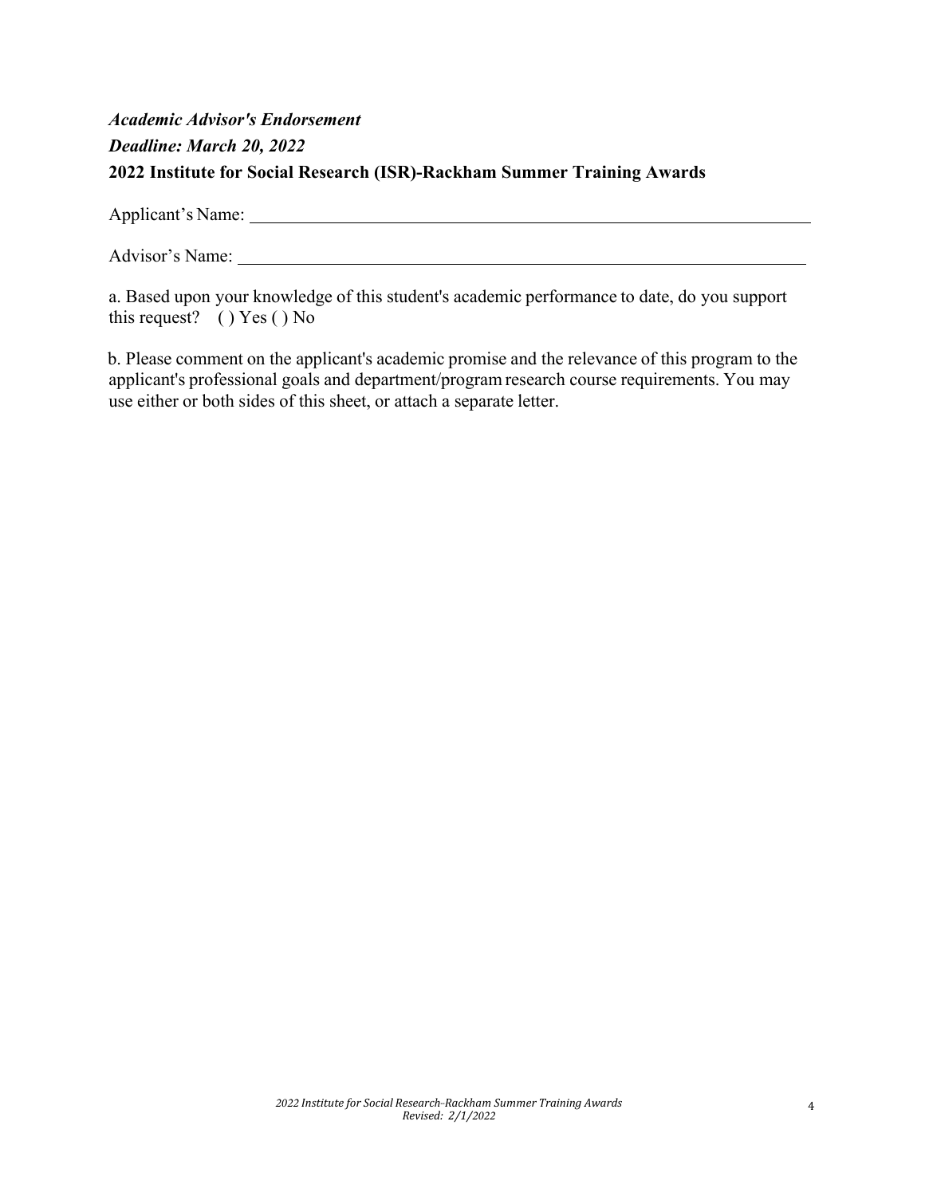***Academic Advisor's Endorsement***

***Deadline: March 20, 2022***

**2022 Institute for Social Research (ISR)-Rackham Summer Training Awards**

Applicant's Name: ____________________________________________

Advisor's Name: ____________________________________________

a. Based upon your knowledge of this student's academic performance to date, do you support this request? ( ) Yes ( ) No

b. Please comment on the applicant's academic promise and the relevance of this program to the applicant's professional goals and department/program research course requirements. You may use either or both sides of this sheet, or attach a separate letter.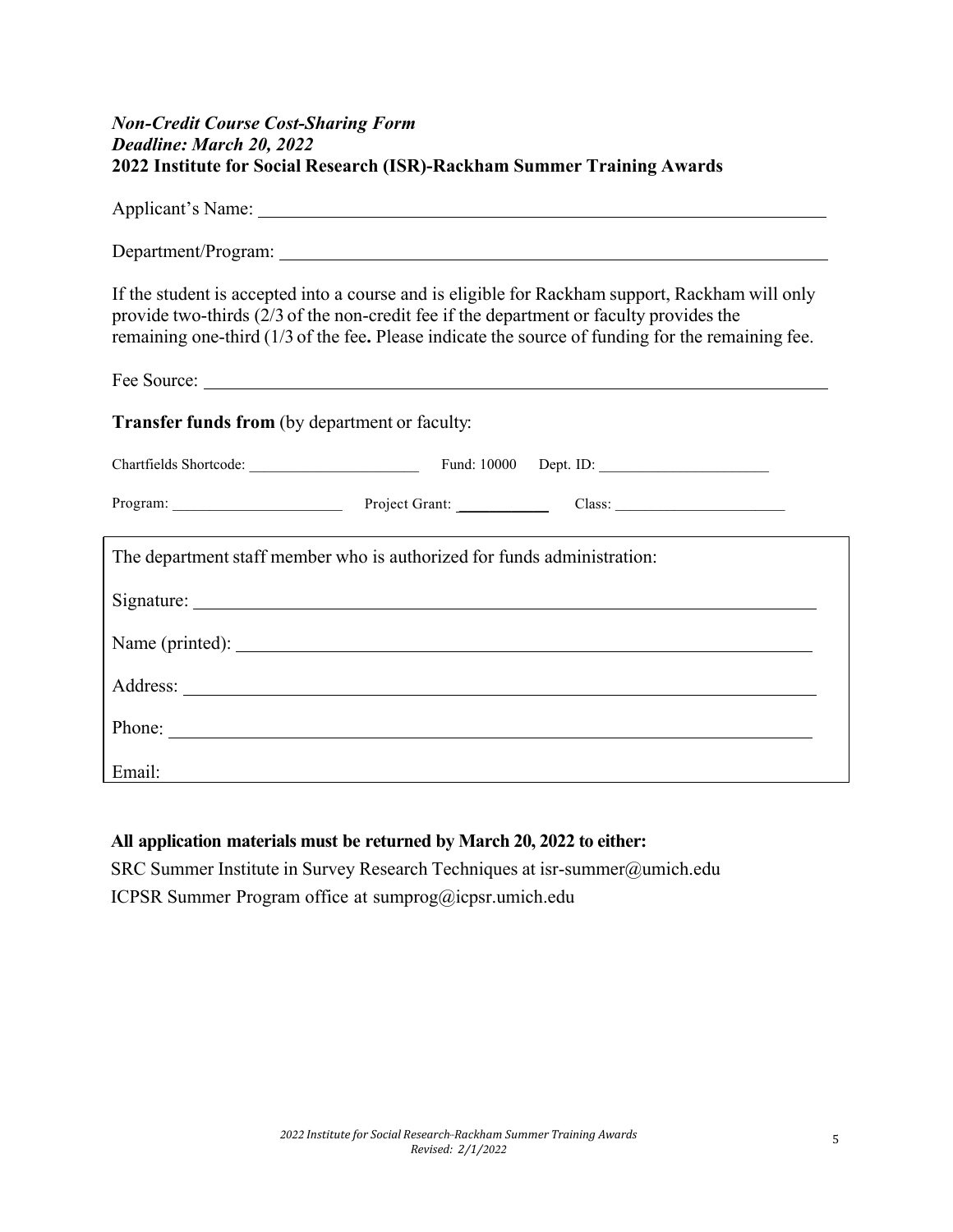*Non-Credit Course Cost-Sharing Form*
*Deadline: March 20, 2022*
**2022 Institute for Social Research (ISR)-Rackham Summer Training Awards**

Applicant's Name: ______________________________

Department/Program: ______________________________

If the student is accepted into a course and is eligible for Rackham support, Rackham will only provide two-thirds (2/3 of the non-credit fee if the department or faculty provides the remaining one-third (1/3 of the fee**.** Please indicate the source of funding for the remaining fee.

Fee Source: ______________________________

**Transfer funds from** (by department or faculty:

Chartfields Shortcode: ____________ Fund: 10000 Dept. ID: ____________

Program: ____________ Project Grant: ____________ Class: ____________

The department staff member who is authorized for funds administration:

Signature: ______________________________

Name (printed): ______________________________

Address: ______________________________

Phone: ______________________________

Email: ______________________________

**All application materials must be returned by March 20, 2022 to either:**

SRC Summer Institute in Survey Research Techniques at isr-summer@umich.edu

ICPSR Summer Program office at sumprog@icpsr.umich.edu